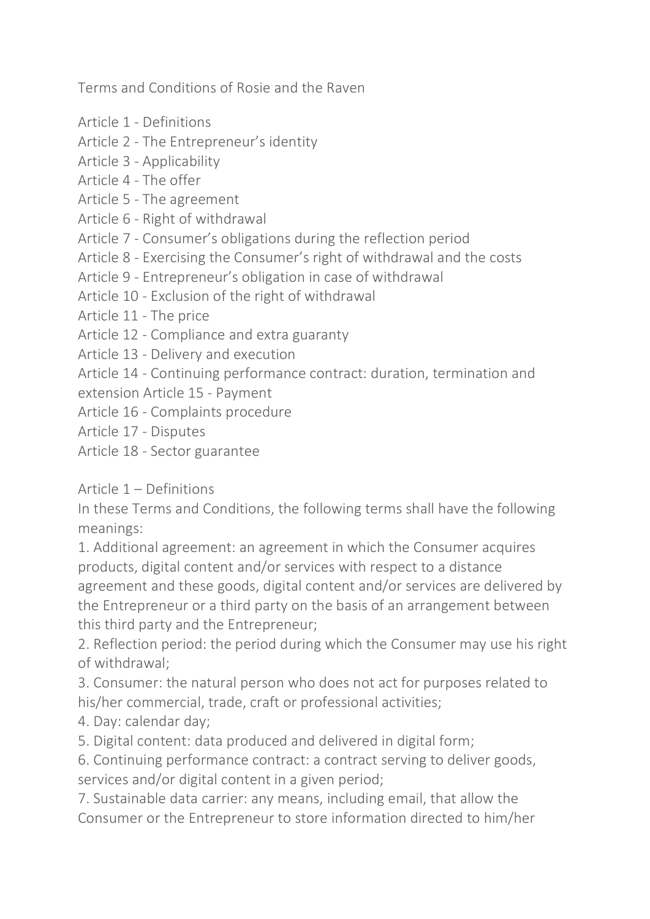# Terms and Conditions of Rosie and the Raven

Article 1 - Definitions
Article 2 - The Entrepreneur's identity
Article 3 - Applicability
Article 4 - The offer
Article 5 - The agreement
Article 6 - Right of withdrawal
Article 7 - Consumer's obligations during the reflection period
Article 8 - Exercising the Consumer's right of withdrawal and the costs
Article 9 - Entrepreneur's obligation in case of withdrawal
Article 10 - Exclusion of the right of withdrawal
Article 11 - The price
Article 12 - Compliance and extra guaranty
Article 13 - Delivery and execution
Article 14 - Continuing performance contract: duration, termination and extension Article 15 - Payment
Article 16 - Complaints procedure
Article 17 - Disputes
Article 18 - Sector guarantee

## Article 1 – Definitions

In these Terms and Conditions, the following terms shall have the following meanings:

1. Additional agreement: an agreement in which the Consumer acquires products, digital content and/or services with respect to a distance agreement and these goods, digital content and/or services are delivered by the Entrepreneur or a third party on the basis of an arrangement between this third party and the Entrepreneur;
2. Reflection period: the period during which the Consumer may use his right of withdrawal;
3. Consumer: the natural person who does not act for purposes related to his/her commercial, trade, craft or professional activities;
4. Day: calendar day;
5. Digital content: data produced and delivered in digital form;
6. Continuing performance contract: a contract serving to deliver goods, services and/or digital content in a given period;
7. Sustainable data carrier: any means, including email, that allow the Consumer or the Entrepreneur to store information directed to him/her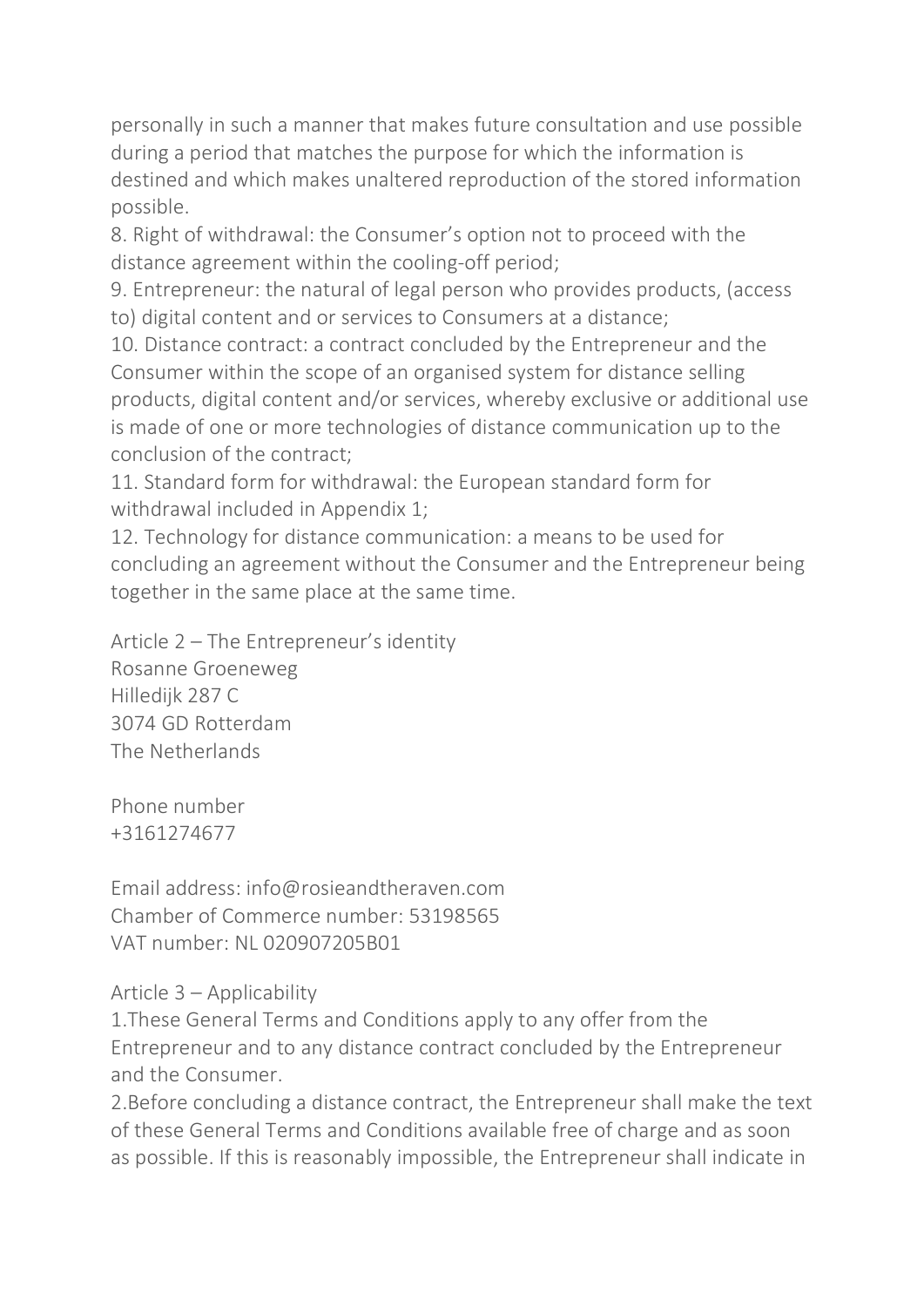personally in such a manner that makes future consultation and use possible during a period that matches the purpose for which the information is destined and which makes unaltered reproduction of the stored information possible.

8. Right of withdrawal: the Consumer's option not to proceed with the distance agreement within the cooling-off period;
9. Entrepreneur: the natural of legal person who provides products, (access to) digital content and or services to Consumers at a distance;
10. Distance contract: a contract concluded by the Entrepreneur and the Consumer within the scope of an organised system for distance selling products, digital content and/or services, whereby exclusive or additional use is made of one or more technologies of distance communication up to the conclusion of the contract;
11. Standard form for withdrawal: the European standard form for withdrawal included in Appendix 1;
12. Technology for distance communication: a means to be used for concluding an agreement without the Consumer and the Entrepreneur being together in the same place at the same time.

## Article 2 – The Entrepreneur's identity

Rosanne Groeneweg
Hilledijk 287 C
3074 GD Rotterdam
The Netherlands

Phone number
+3161274677

Email address: info@rosieandtheraven.com
Chamber of Commerce number: 53198565
VAT number: NL 020907205B01

## Article 3 – Applicability

1.These General Terms and Conditions apply to any offer from the Entrepreneur and to any distance contract concluded by the Entrepreneur and the Consumer.

2.Before concluding a distance contract, the Entrepreneur shall make the text of these General Terms and Conditions available free of charge and as soon as possible. If this is reasonably impossible, the Entrepreneur shall indicate in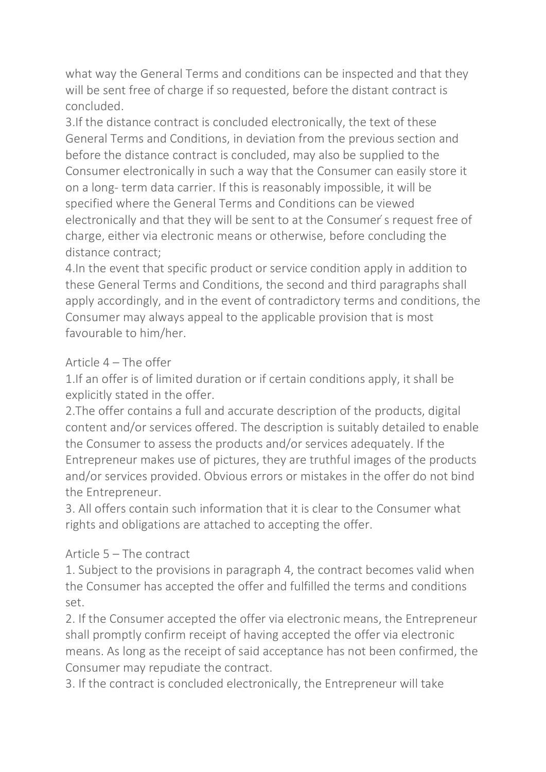what way the General Terms and conditions can be inspected and that they will be sent free of charge if so requested, before the distant contract is concluded.

3.If the distance contract is concluded electronically, the text of these General Terms and Conditions, in deviation from the previous section and before the distance contract is concluded, may also be supplied to the Consumer electronically in such a way that the Consumer can easily store it on a long- term data carrier. If this is reasonably impossible, it will be specified where the General Terms and Conditions can be viewed electronically and that they will be sent to at the Consumer ́s request free of charge, either via electronic means or otherwise, before concluding the distance contract;

4.In the event that specific product or service condition apply in addition to these General Terms and Conditions, the second and third paragraphs shall apply accordingly, and in the event of contradictory terms and conditions, the Consumer may always appeal to the applicable provision that is most favourable to him/her.

## Article 4 – The offer

1.If an offer is of limited duration or if certain conditions apply, it shall be explicitly stated in the offer.

2.The offer contains a full and accurate description of the products, digital content and/or services offered. The description is suitably detailed to enable the Consumer to assess the products and/or services adequately. If the Entrepreneur makes use of pictures, they are truthful images of the products and/or services provided. Obvious errors or mistakes in the offer do not bind the Entrepreneur.

3. All offers contain such information that it is clear to the Consumer what rights and obligations are attached to accepting the offer.

## Article 5 – The contract

1. Subject to the provisions in paragraph 4, the contract becomes valid when the Consumer has accepted the offer and fulfilled the terms and conditions set.

2. If the Consumer accepted the offer via electronic means, the Entrepreneur shall promptly confirm receipt of having accepted the offer via electronic means. As long as the receipt of said acceptance has not been confirmed, the Consumer may repudiate the contract.

3. If the contract is concluded electronically, the Entrepreneur will take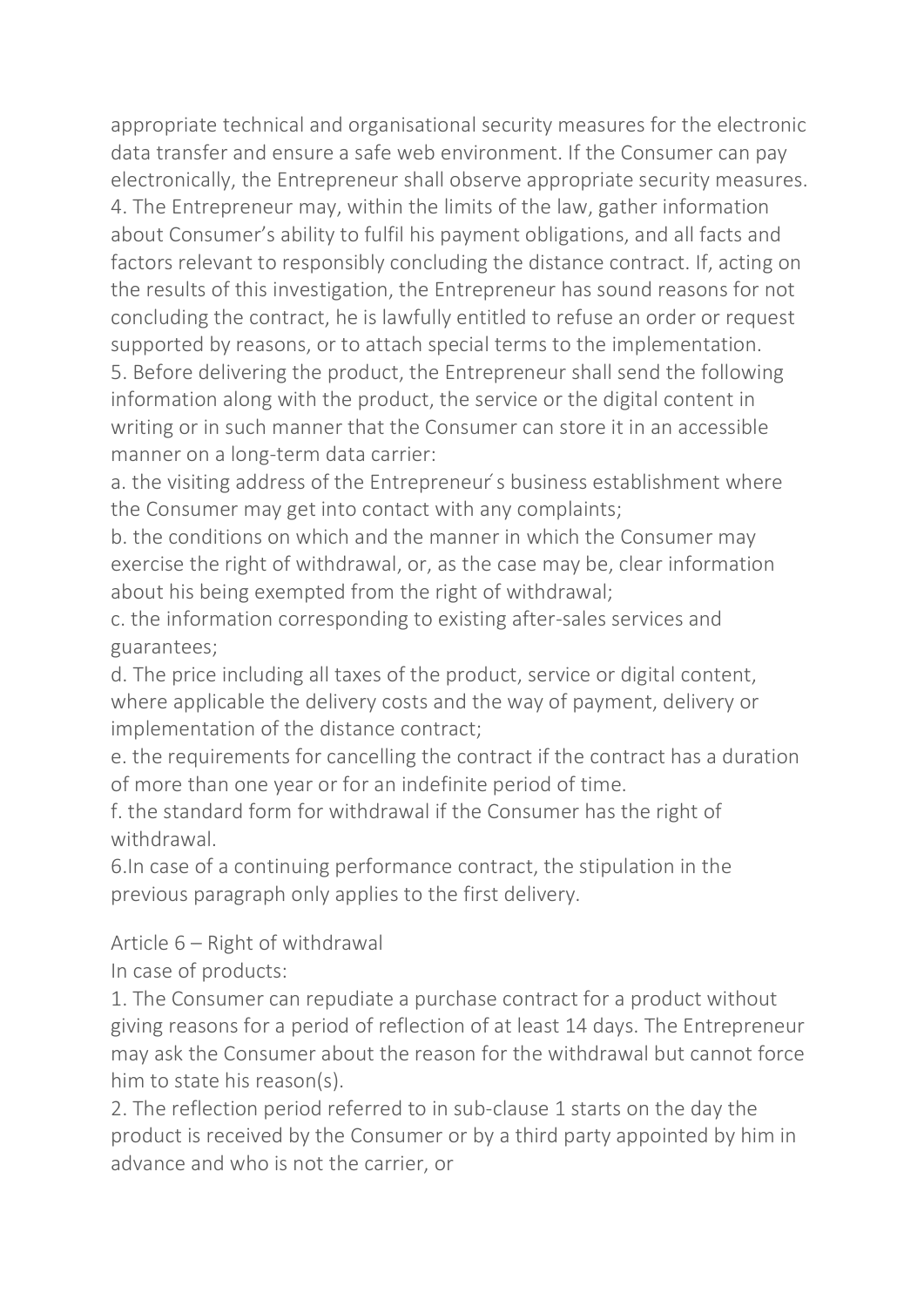appropriate technical and organisational security measures for the electronic data transfer and ensure a safe web environment. If the Consumer can pay electronically, the Entrepreneur shall observe appropriate security measures.

4. The Entrepreneur may, within the limits of the law, gather information about Consumer's ability to fulfil his payment obligations, and all facts and factors relevant to responsibly concluding the distance contract. If, acting on the results of this investigation, the Entrepreneur has sound reasons for not concluding the contract, he is lawfully entitled to refuse an order or request supported by reasons, or to attach special terms to the implementation.

5. Before delivering the product, the Entrepreneur shall send the following information along with the product, the service or the digital content in writing or in such manner that the Consumer can store it in an accessible manner on a long-term data carrier:

a. the visiting address of the Entrepreneur ́s business establishment where the Consumer may get into contact with any complaints;

b. the conditions on which and the manner in which the Consumer may exercise the right of withdrawal, or, as the case may be, clear information about his being exempted from the right of withdrawal;

c. the information corresponding to existing after-sales services and guarantees;

d. The price including all taxes of the product, service or digital content, where applicable the delivery costs and the way of payment, delivery or implementation of the distance contract;

e. the requirements for cancelling the contract if the contract has a duration of more than one year or for an indefinite period of time.

f. the standard form for withdrawal if the Consumer has the right of withdrawal.

6.In case of a continuing performance contract, the stipulation in the previous paragraph only applies to the first delivery.

## Article 6 – Right of withdrawal

In case of products:

1. The Consumer can repudiate a purchase contract for a product without giving reasons for a period of reflection of at least 14 days. The Entrepreneur may ask the Consumer about the reason for the withdrawal but cannot force him to state his reason(s).

2. The reflection period referred to in sub-clause 1 starts on the day the product is received by the Consumer or by a third party appointed by him in advance and who is not the carrier, or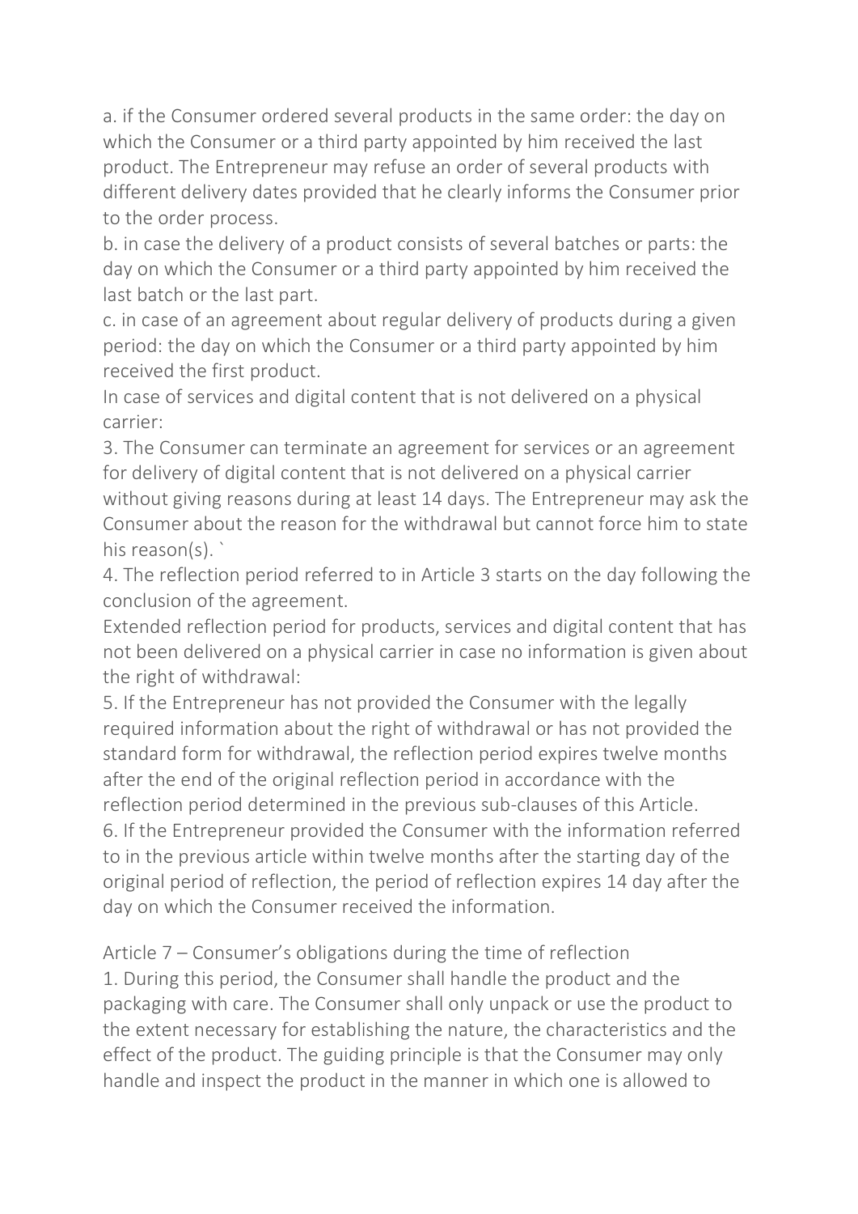a. if the Consumer ordered several products in the same order: the day on which the Consumer or a third party appointed by him received the last product. The Entrepreneur may refuse an order of several products with different delivery dates provided that he clearly informs the Consumer prior to the order process.

b. in case the delivery of a product consists of several batches or parts: the day on which the Consumer or a third party appointed by him received the last batch or the last part.

c. in case of an agreement about regular delivery of products during a given period: the day on which the Consumer or a third party appointed by him received the first product.

In case of services and digital content that is not delivered on a physical carrier:

3. The Consumer can terminate an agreement for services or an agreement for delivery of digital content that is not delivered on a physical carrier without giving reasons during at least 14 days. The Entrepreneur may ask the Consumer about the reason for the withdrawal but cannot force him to state his reason(s). `

4. The reflection period referred to in Article 3 starts on the day following the conclusion of the agreement.

Extended reflection period for products, services and digital content that has not been delivered on a physical carrier in case no information is given about the right of withdrawal:

5. If the Entrepreneur has not provided the Consumer with the legally required information about the right of withdrawal or has not provided the standard form for withdrawal, the reflection period expires twelve months after the end of the original reflection period in accordance with the reflection period determined in the previous sub-clauses of this Article.

6. If the Entrepreneur provided the Consumer with the information referred to in the previous article within twelve months after the starting day of the original period of reflection, the period of reflection expires 14 day after the day on which the Consumer received the information.

## Article 7 – Consumer's obligations during the time of reflection

1. During this period, the Consumer shall handle the product and the packaging with care. The Consumer shall only unpack or use the product to the extent necessary for establishing the nature, the characteristics and the effect of the product. The guiding principle is that the Consumer may only handle and inspect the product in the manner in which one is allowed to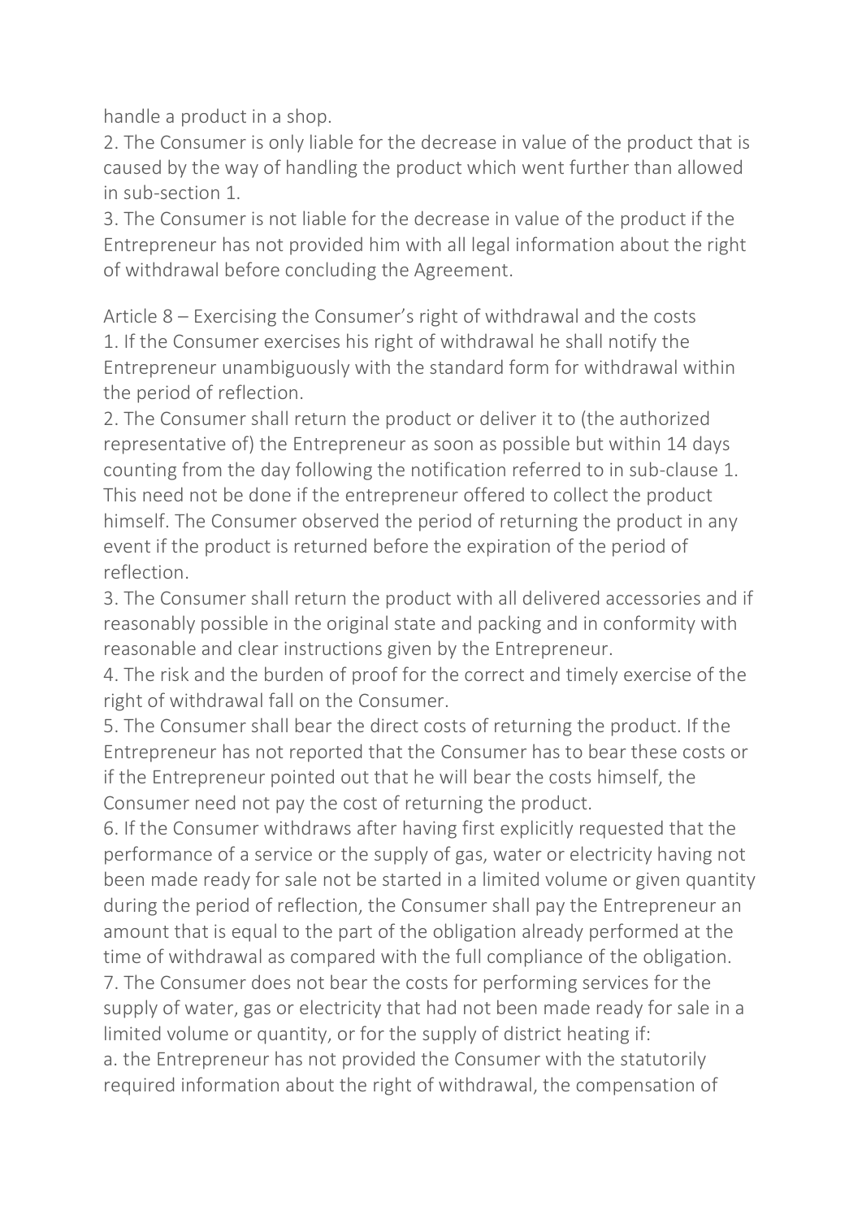handle a product in a shop.

2. The Consumer is only liable for the decrease in value of the product that is caused by the way of handling the product which went further than allowed in sub-section 1.

3. The Consumer is not liable for the decrease in value of the product if the Entrepreneur has not provided him with all legal information about the right of withdrawal before concluding the Agreement.

Article 8 – Exercising the Consumer's right of withdrawal and the costs

1. If the Consumer exercises his right of withdrawal he shall notify the Entrepreneur unambiguously with the standard form for withdrawal within the period of reflection.

2. The Consumer shall return the product or deliver it to (the authorized representative of) the Entrepreneur as soon as possible but within 14 days counting from the day following the notification referred to in sub-clause 1. This need not be done if the entrepreneur offered to collect the product himself. The Consumer observed the period of returning the product in any event if the product is returned before the expiration of the period of reflection.

3. The Consumer shall return the product with all delivered accessories and if reasonably possible in the original state and packing and in conformity with reasonable and clear instructions given by the Entrepreneur.

4. The risk and the burden of proof for the correct and timely exercise of the right of withdrawal fall on the Consumer.

5. The Consumer shall bear the direct costs of returning the product. If the Entrepreneur has not reported that the Consumer has to bear these costs or if the Entrepreneur pointed out that he will bear the costs himself, the Consumer need not pay the cost of returning the product.

6. If the Consumer withdraws after having first explicitly requested that the performance of a service or the supply of gas, water or electricity having not been made ready for sale not be started in a limited volume or given quantity during the period of reflection, the Consumer shall pay the Entrepreneur an amount that is equal to the part of the obligation already performed at the time of withdrawal as compared with the full compliance of the obligation.

7. The Consumer does not bear the costs for performing services for the supply of water, gas or electricity that had not been made ready for sale in a limited volume or quantity, or for the supply of district heating if:

a. the Entrepreneur has not provided the Consumer with the statutorily required information about the right of withdrawal, the compensation of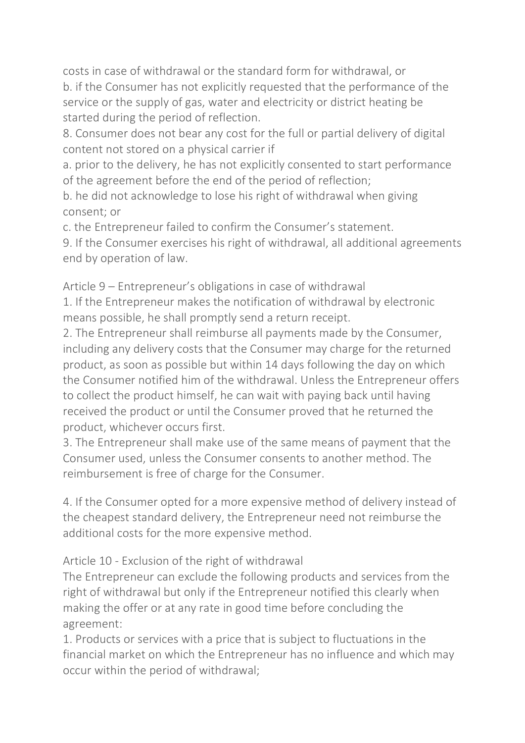costs in case of withdrawal or the standard form for withdrawal, or
b. if the Consumer has not explicitly requested that the performance of the service or the supply of gas, water and electricity or district heating be started during the period of reflection.
8. Consumer does not bear any cost for the full or partial delivery of digital content not stored on a physical carrier if
a. prior to the delivery, he has not explicitly consented to start performance of the agreement before the end of the period of reflection;
b. he did not acknowledge to lose his right of withdrawal when giving consent; or
c. the Entrepreneur failed to confirm the Consumer's statement.
9. If the Consumer exercises his right of withdrawal, all additional agreements end by operation of law.

## Article 9 – Entrepreneur's obligations in case of withdrawal

1. If the Entrepreneur makes the notification of withdrawal by electronic means possible, he shall promptly send a return receipt.
2. The Entrepreneur shall reimburse all payments made by the Consumer, including any delivery costs that the Consumer may charge for the returned product, as soon as possible but within 14 days following the day on which the Consumer notified him of the withdrawal. Unless the Entrepreneur offers to collect the product himself, he can wait with paying back until having received the product or until the Consumer proved that he returned the product, whichever occurs first.
3. The Entrepreneur shall make use of the same means of payment that the Consumer used, unless the Consumer consents to another method. The reimbursement is free of charge for the Consumer.

4. If the Consumer opted for a more expensive method of delivery instead of the cheapest standard delivery, the Entrepreneur need not reimburse the additional costs for the more expensive method.

## Article 10 - Exclusion of the right of withdrawal

The Entrepreneur can exclude the following products and services from the right of withdrawal but only if the Entrepreneur notified this clearly when making the offer or at any rate in good time before concluding the agreement:
1. Products or services with a price that is subject to fluctuations in the financial market on which the Entrepreneur has no influence and which may occur within the period of withdrawal;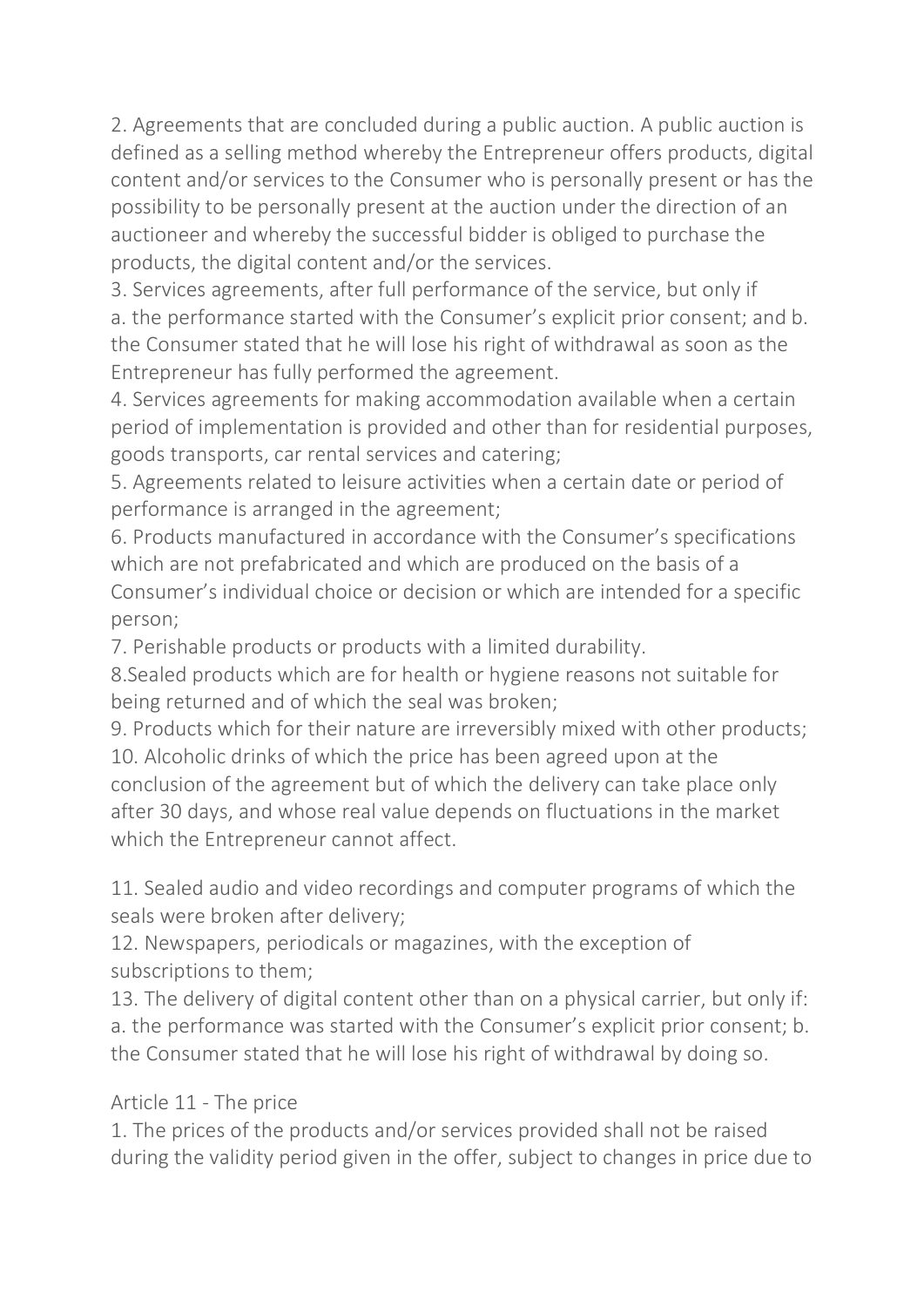2. Agreements that are concluded during a public auction. A public auction is defined as a selling method whereby the Entrepreneur offers products, digital content and/or services to the Consumer who is personally present or has the possibility to be personally present at the auction under the direction of an auctioneer and whereby the successful bidder is obliged to purchase the products, the digital content and/or the services.

3. Services agreements, after full performance of the service, but only if a. the performance started with the Consumer's explicit prior consent; and b. the Consumer stated that he will lose his right of withdrawal as soon as the Entrepreneur has fully performed the agreement.

4. Services agreements for making accommodation available when a certain period of implementation is provided and other than for residential purposes, goods transports, car rental services and catering;

5. Agreements related to leisure activities when a certain date or period of performance is arranged in the agreement;

6. Products manufactured in accordance with the Consumer's specifications which are not prefabricated and which are produced on the basis of a Consumer's individual choice or decision or which are intended for a specific person;

7. Perishable products or products with a limited durability.

8.Sealed products which are for health or hygiene reasons not suitable for being returned and of which the seal was broken;

9. Products which for their nature are irreversibly mixed with other products;

10. Alcoholic drinks of which the price has been agreed upon at the conclusion of the agreement but of which the delivery can take place only after 30 days, and whose real value depends on fluctuations in the market which the Entrepreneur cannot affect.

11. Sealed audio and video recordings and computer programs of which the seals were broken after delivery;

12. Newspapers, periodicals or magazines, with the exception of subscriptions to them;

13. The delivery of digital content other than on a physical carrier, but only if: a. the performance was started with the Consumer's explicit prior consent; b. the Consumer stated that he will lose his right of withdrawal by doing so.

Article 11 - The price

1. The prices of the products and/or services provided shall not be raised during the validity period given in the offer, subject to changes in price due to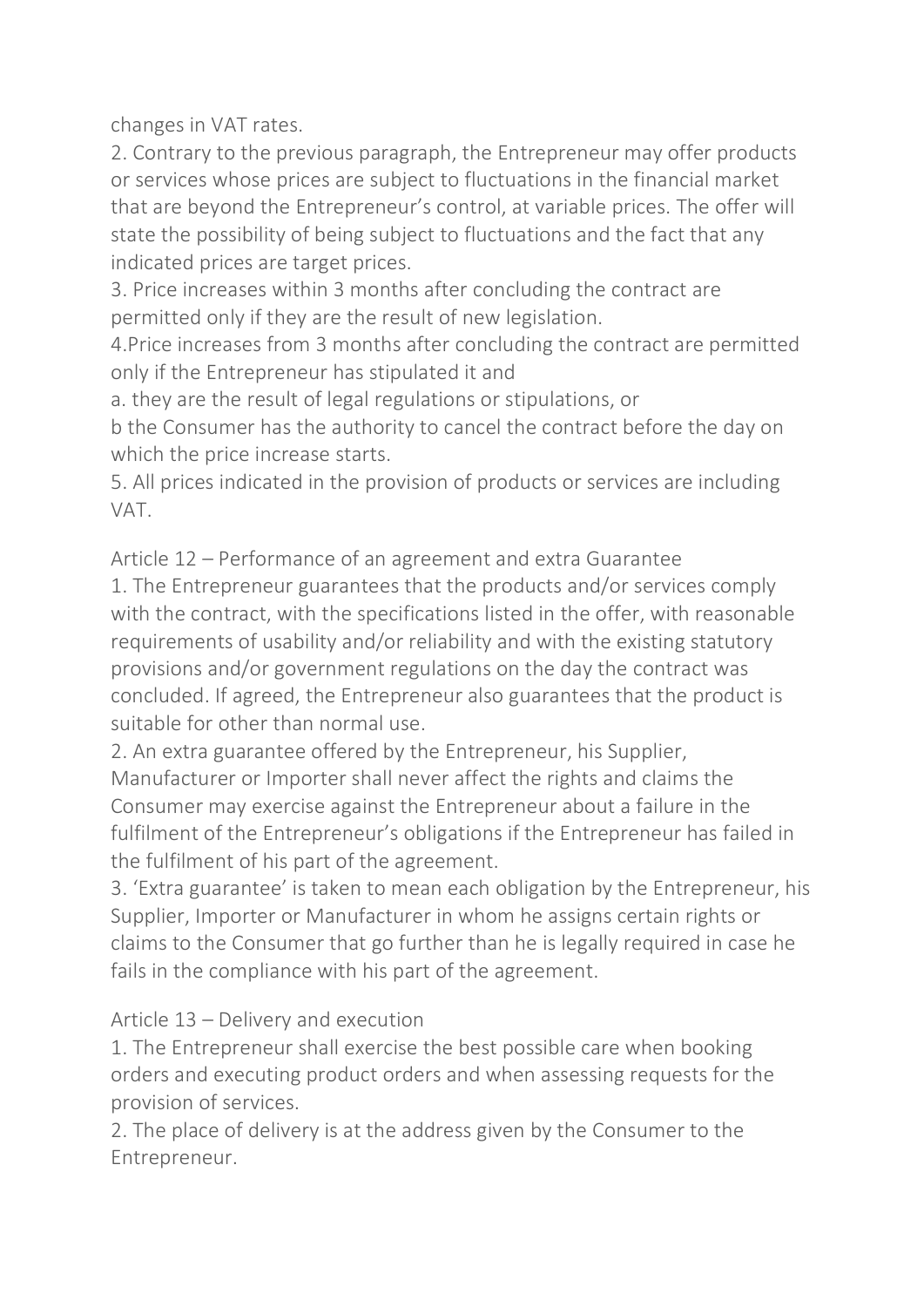changes in VAT rates.

2. Contrary to the previous paragraph, the Entrepreneur may offer products or services whose prices are subject to fluctuations in the financial market that are beyond the Entrepreneur's control, at variable prices. The offer will state the possibility of being subject to fluctuations and the fact that any indicated prices are target prices.

3. Price increases within 3 months after concluding the contract are permitted only if they are the result of new legislation.

4.Price increases from 3 months after concluding the contract are permitted only if the Entrepreneur has stipulated it and

a. they are the result of legal regulations or stipulations, or

b the Consumer has the authority to cancel the contract before the day on which the price increase starts.

5. All prices indicated in the provision of products or services are including VAT.

## Article 12 – Performance of an agreement and extra Guarantee

1. The Entrepreneur guarantees that the products and/or services comply with the contract, with the specifications listed in the offer, with reasonable requirements of usability and/or reliability and with the existing statutory provisions and/or government regulations on the day the contract was concluded. If agreed, the Entrepreneur also guarantees that the product is suitable for other than normal use.

2. An extra guarantee offered by the Entrepreneur, his Supplier, Manufacturer or Importer shall never affect the rights and claims the Consumer may exercise against the Entrepreneur about a failure in the fulfilment of the Entrepreneur's obligations if the Entrepreneur has failed in the fulfilment of his part of the agreement.

3. 'Extra guarantee' is taken to mean each obligation by the Entrepreneur, his Supplier, Importer or Manufacturer in whom he assigns certain rights or claims to the Consumer that go further than he is legally required in case he fails in the compliance with his part of the agreement.

## Article 13 – Delivery and execution

1. The Entrepreneur shall exercise the best possible care when booking orders and executing product orders and when assessing requests for the provision of services.

2. The place of delivery is at the address given by the Consumer to the Entrepreneur.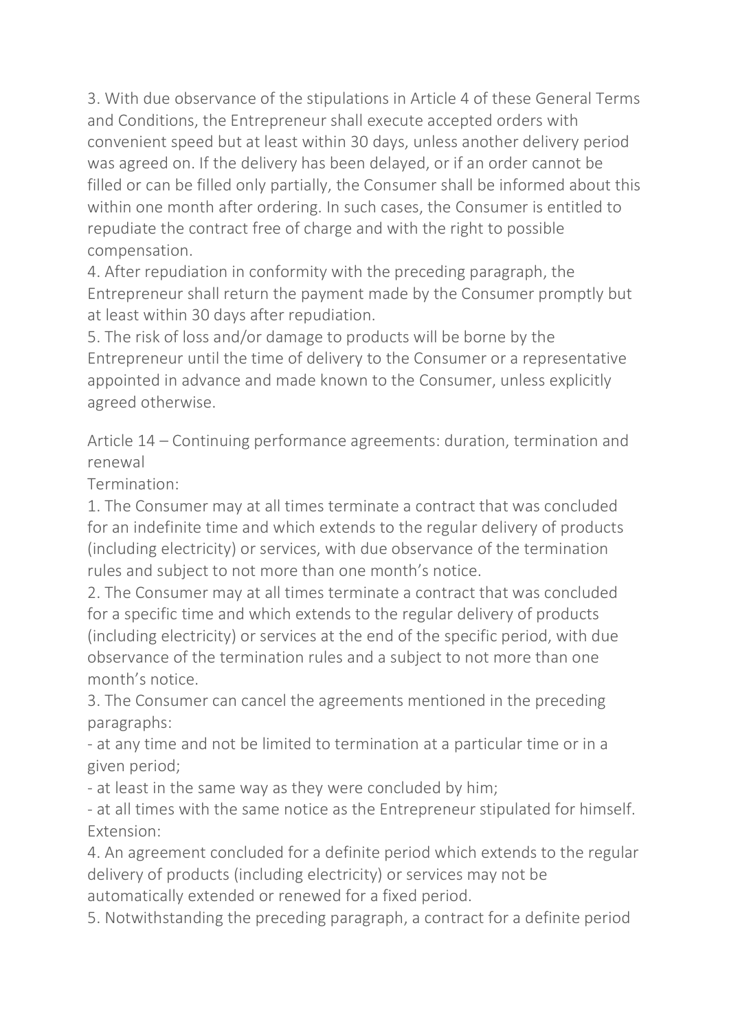3. With due observance of the stipulations in Article 4 of these General Terms and Conditions, the Entrepreneur shall execute accepted orders with convenient speed but at least within 30 days, unless another delivery period was agreed on. If the delivery has been delayed, or if an order cannot be filled or can be filled only partially, the Consumer shall be informed about this within one month after ordering. In such cases, the Consumer is entitled to repudiate the contract free of charge and with the right to possible compensation.
4. After repudiation in conformity with the preceding paragraph, the Entrepreneur shall return the payment made by the Consumer promptly but at least within 30 days after repudiation.
5. The risk of loss and/or damage to products will be borne by the Entrepreneur until the time of delivery to the Consumer or a representative appointed in advance and made known to the Consumer, unless explicitly agreed otherwise.

Article 14 – Continuing performance agreements: duration, termination and renewal

Termination:

1. The Consumer may at all times terminate a contract that was concluded for an indefinite time and which extends to the regular delivery of products (including electricity) or services, with due observance of the termination rules and subject to not more than one month's notice.
2. The Consumer may at all times terminate a contract that was concluded for a specific time and which extends to the regular delivery of products (including electricity) or services at the end of the specific period, with due observance of the termination rules and a subject to not more than one month's notice.
3. The Consumer can cancel the agreements mentioned in the preceding paragraphs:

- at any time and not be limited to termination at a particular time or in a given period;
- at least in the same way as they were concluded by him;
- at all times with the same notice as the Entrepreneur stipulated for himself.

Extension:

4. An agreement concluded for a definite period which extends to the regular delivery of products (including electricity) or services may not be automatically extended or renewed for a fixed period.
5. Notwithstanding the preceding paragraph, a contract for a definite period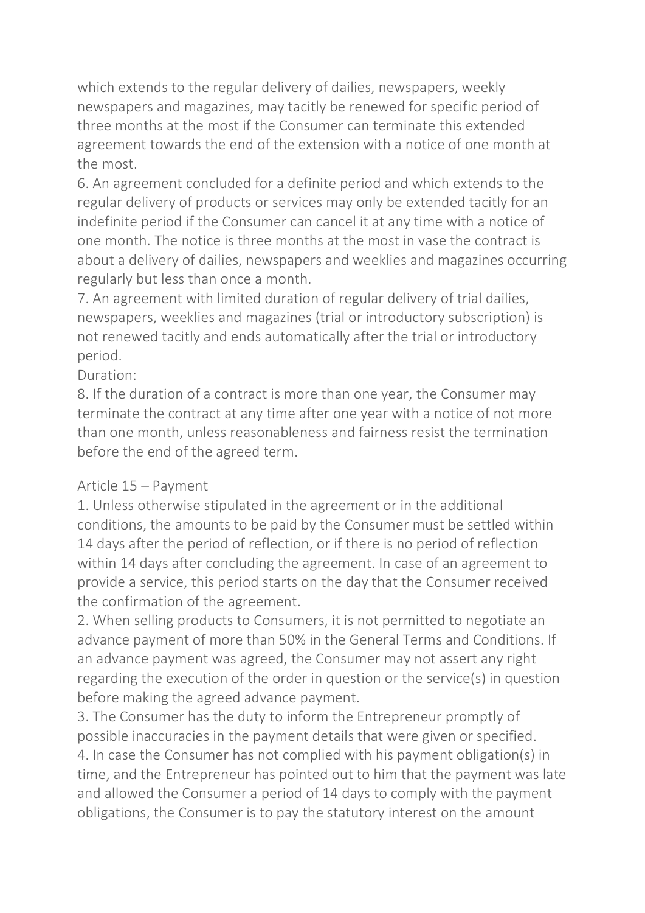which extends to the regular delivery of dailies, newspapers, weekly newspapers and magazines, may tacitly be renewed for specific period of three months at the most if the Consumer can terminate this extended agreement towards the end of the extension with a notice of one month at the most.

6. An agreement concluded for a definite period and which extends to the regular delivery of products or services may only be extended tacitly for an indefinite period if the Consumer can cancel it at any time with a notice of one month. The notice is three months at the most in vase the contract is about a delivery of dailies, newspapers and weeklies and magazines occurring regularly but less than once a month.

7. An agreement with limited duration of regular delivery of trial dailies, newspapers, weeklies and magazines (trial or introductory subscription) is not renewed tacitly and ends automatically after the trial or introductory period.

Duration:

8. If the duration of a contract is more than one year, the Consumer may terminate the contract at any time after one year with a notice of not more than one month, unless reasonableness and fairness resist the termination before the end of the agreed term.

## Article 15 – Payment

1. Unless otherwise stipulated in the agreement or in the additional conditions, the amounts to be paid by the Consumer must be settled within 14 days after the period of reflection, or if there is no period of reflection within 14 days after concluding the agreement. In case of an agreement to provide a service, this period starts on the day that the Consumer received the confirmation of the agreement.

2. When selling products to Consumers, it is not permitted to negotiate an advance payment of more than 50% in the General Terms and Conditions. If an advance payment was agreed, the Consumer may not assert any right regarding the execution of the order in question or the service(s) in question before making the agreed advance payment.

3. The Consumer has the duty to inform the Entrepreneur promptly of possible inaccuracies in the payment details that were given or specified.

4. In case the Consumer has not complied with his payment obligation(s) in time, and the Entrepreneur has pointed out to him that the payment was late and allowed the Consumer a period of 14 days to comply with the payment obligations, the Consumer is to pay the statutory interest on the amount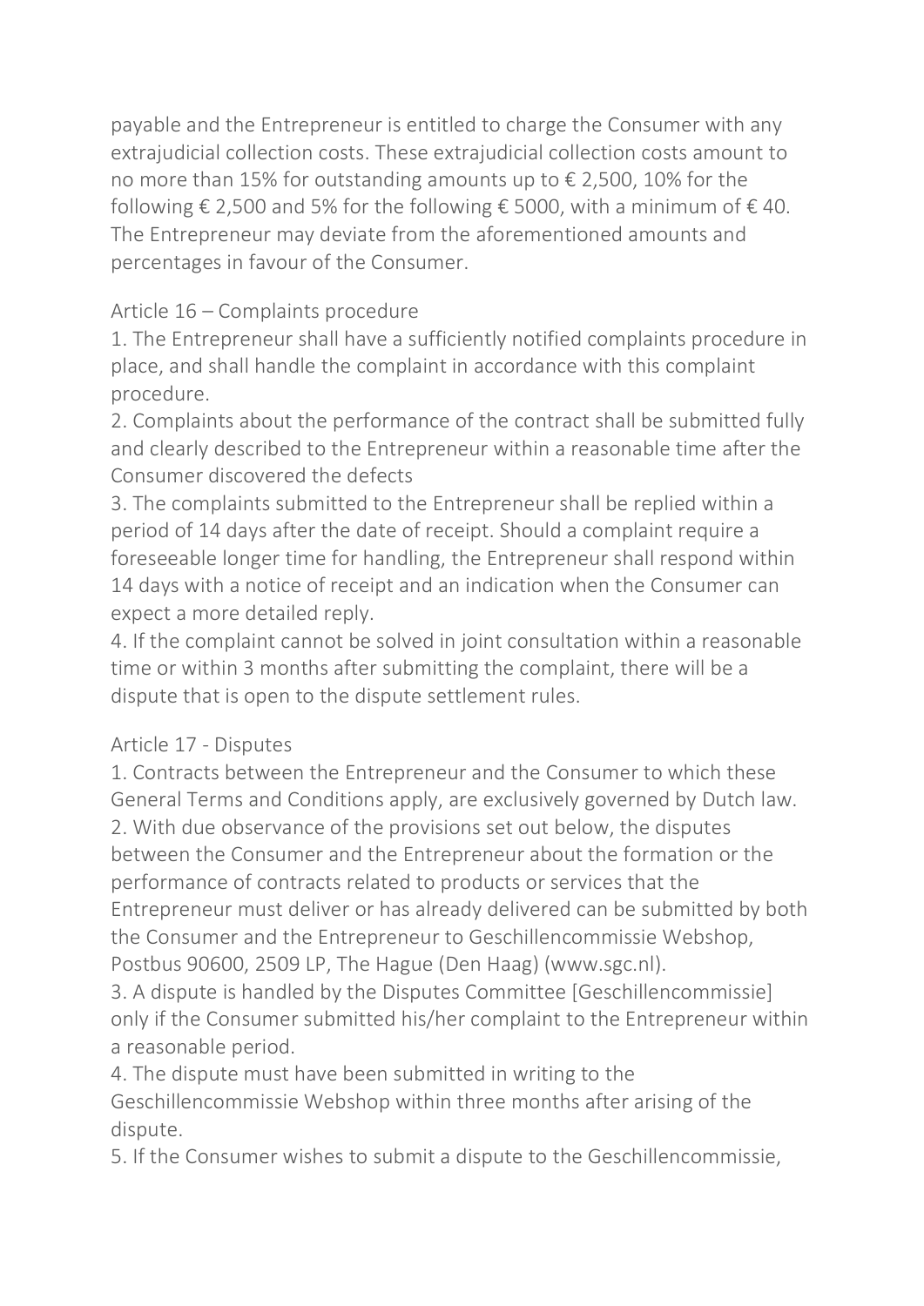payable and the Entrepreneur is entitled to charge the Consumer with any extrajudicial collection costs. These extrajudicial collection costs amount to no more than 15% for outstanding amounts up to € 2,500, 10% for the following € 2,500 and 5% for the following € 5000, with a minimum of € 40. The Entrepreneur may deviate from the aforementioned amounts and percentages in favour of the Consumer.

## Article 16 – Complaints procedure

1. The Entrepreneur shall have a sufficiently notified complaints procedure in place, and shall handle the complaint in accordance with this complaint procedure.
2. Complaints about the performance of the contract shall be submitted fully and clearly described to the Entrepreneur within a reasonable time after the Consumer discovered the defects
3. The complaints submitted to the Entrepreneur shall be replied within a period of 14 days after the date of receipt. Should a complaint require a foreseeable longer time for handling, the Entrepreneur shall respond within 14 days with a notice of receipt and an indication when the Consumer can expect a more detailed reply.
4. If the complaint cannot be solved in joint consultation within a reasonable time or within 3 months after submitting the complaint, there will be a dispute that is open to the dispute settlement rules.

## Article 17 - Disputes

1. Contracts between the Entrepreneur and the Consumer to which these General Terms and Conditions apply, are exclusively governed by Dutch law.
2. With due observance of the provisions set out below, the disputes between the Consumer and the Entrepreneur about the formation or the performance of contracts related to products or services that the Entrepreneur must deliver or has already delivered can be submitted by both the Consumer and the Entrepreneur to Geschillencommissie Webshop, Postbus 90600, 2509 LP, The Hague (Den Haag) (www.sgc.nl).
3. A dispute is handled by the Disputes Committee [Geschillencommissie] only if the Consumer submitted his/her complaint to the Entrepreneur within a reasonable period.
4. The dispute must have been submitted in writing to the Geschillencommissie Webshop within three months after arising of the dispute.
5. If the Consumer wishes to submit a dispute to the Geschillencommissie,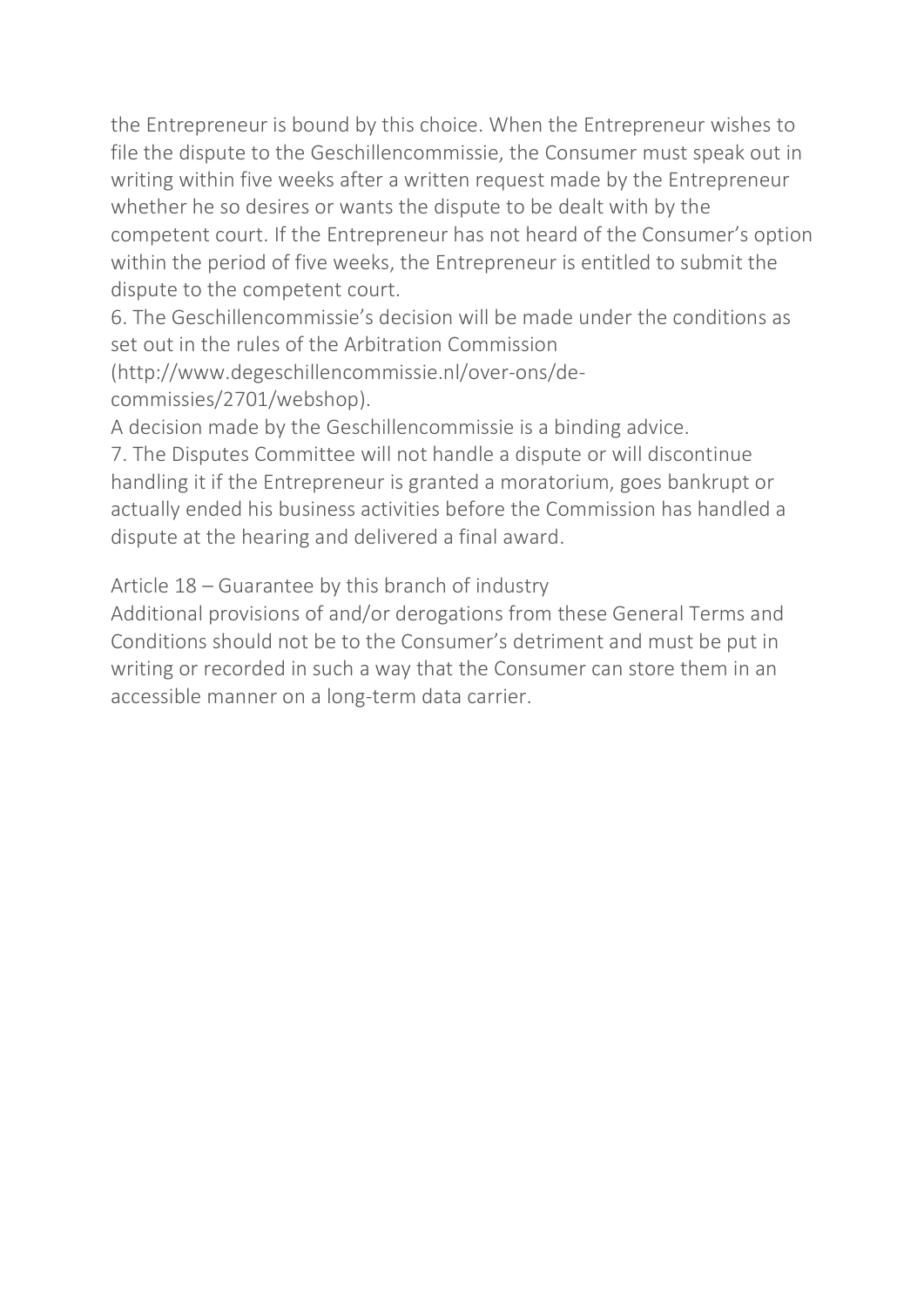the Entrepreneur is bound by this choice. When the Entrepreneur wishes to file the dispute to the Geschillencommissie, the Consumer must speak out in writing within five weeks after a written request made by the Entrepreneur whether he so desires or wants the dispute to be dealt with by the competent court. If the Entrepreneur has not heard of the Consumer's option within the period of five weeks, the Entrepreneur is entitled to submit the dispute to the competent court.

6. The Geschillencommissie's decision will be made under the conditions as set out in the rules of the Arbitration Commission (http://www.degeschillencommissie.nl/over-ons/de-commissies/2701/webshop).

A decision made by the Geschillencommissie is a binding advice.

7. The Disputes Committee will not handle a dispute or will discontinue handling it if the Entrepreneur is granted a moratorium, goes bankrupt or actually ended his business activities before the Commission has handled a dispute at the hearing and delivered a final award.

Article 18 – Guarantee by this branch of industry

Additional provisions of and/or derogations from these General Terms and Conditions should not be to the Consumer's detriment and must be put in writing or recorded in such a way that the Consumer can store them in an accessible manner on a long-term data carrier.